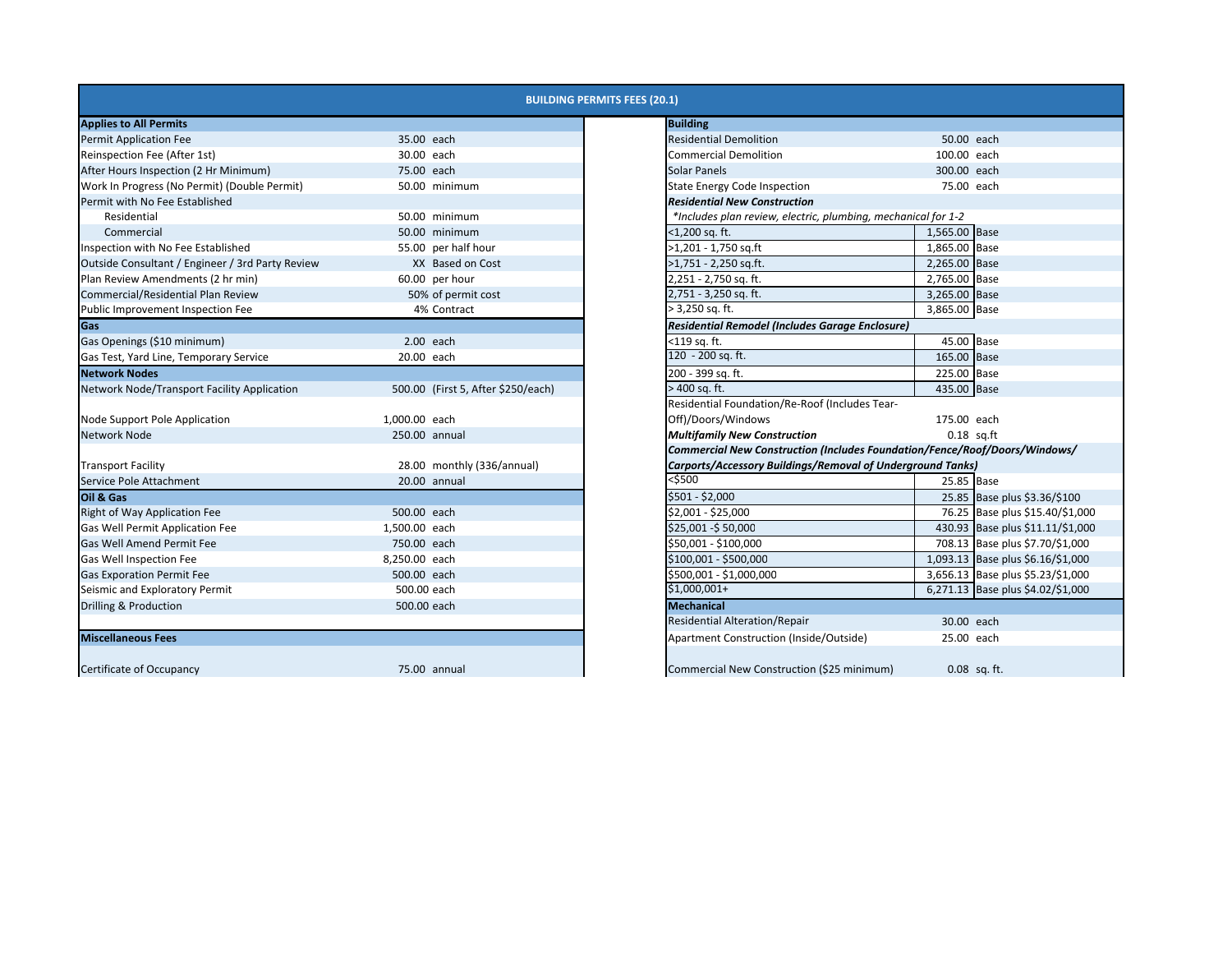## BUILDING PERMITS FEES (20.1)

| Applies to All Permits | | |
|---|---|---|
| Permit Application Fee | 35.00 | each |
| Reinspection Fee (After 1st) | 30.00 | each |
| After Hours Inspection (2 Hr Minimum) | 75.00 | each |
| Work In Progress (No Permit) (Double Permit) | 50.00 | minimum |
| Permit with No Fee Established | | |
| Residential | 50.00 | minimum |
| Commercial | 50.00 | minimum |
| Inspection with No Fee Established | 55.00 | per half hour |
| Outside Consultant / Engineer / 3rd Party Review | XX | Based on Cost |
| Plan Review Amendments (2 hr min) | 60.00 | per hour |
| Commercial/Residential Plan Review | 50% | of permit cost |
| Public Improvement Inspection Fee | 4% | Contract |
| **Gas** | | |
| Gas Openings ($10 minimum) | 2.00 | each |
| Gas Test, Yard Line, Temporary Service | 20.00 | each |
| **Network Nodes** | | |
| Network Node/Transport Facility Application | 500.00 | (First 5, After $250/each) |
| Node Support Pole Application | 1,000.00 | each |
| Network Node | 250.00 | annual |
| Transport Facility | 28.00 | monthly (336/annual) |
| Service Pole Attachment | 20.00 | annual |
| **Oil & Gas** | | |
| Right of Way Application Fee | 500.00 | each |
| Gas Well Permit Application Fee | 1,500.00 | each |
| Gas Well Amend Permit Fee | 750.00 | each |
| Gas Well Inspection Fee | 8,250.00 | each |
| Gas Exporation Permit Fee | 500.00 | each |
| Seismic and Exploratory Permit | 500.00 | each |
| Drilling & Production | 500.00 | each |
| **Miscellaneous Fees** | | |
| Certificate of Occupancy | 75.00 | annual |

| Building | | |
|---|---|---|
| Residential Demolition | 50.00 | each |
| Commercial Demolition | 100.00 | each |
| Solar Panels | 300.00 | each |
| State Energy Code Inspection | 75.00 | each |
| ***Residential New Construction*** | | |
| *\*Includes plan review, electric, plumbing, mechanical for 1-2* | | |
| <1,200 sq. ft. | 1,565.00 | Base |
| >1,201 - 1,750 sq.ft | 1,865.00 | Base |
| >1,751 - 2,250 sq.ft. | 2,265.00 | Base |
| 2,251 - 2,750 sq. ft. | 2,765.00 | Base |
| 2,751 - 3,250 sq. ft. | 3,265.00 | Base |
| > 3,250 sq. ft. | 3,865.00 | Base |
| ***Residential Remodel (Includes Garage Enclosure)*** | | |
| <119 sq. ft. | 45.00 | Base |
| 120 - 200 sq. ft. | 165.00 | Base |
| 200 - 399 sq. ft. | 225.00 | Base |
| > 400 sq. ft. | 435.00 | Base |
| Residential Foundation/Re-Roof (Includes Tear-Off)/Doors/Windows | 175.00 | each |
| ***Multifamily New Construction*** | 0.18 | sq.ft |
| ***Commercial New Construction (Includes Foundation/Fence/Roof/Doors/Windows/ Carports/Accessory Buildings/Removal of Underground Tanks)*** | | |
| <$500 | 25.85 | Base |
| $501 - $2,000 | 25.85 | Base plus $3.36/$100 |
| $2,001 - $25,000 | 76.25 | Base plus $15.40/$1,000 |
| $25,001 -$ 50,000 | 430.93 | Base plus $11.11/$1,000 |
| $50,001 - $100,000 | 708.13 | Base plus $7.70/$1,000 |
| $100,001 - $500,000 | 1,093.13 | Base plus $6.16/$1,000 |
| $500,001 - $1,000,000 | 3,656.13 | Base plus $5.23/$1,000 |
| $1,000,001+ | 6,271.13 | Base plus $4.02/$1,000 |
| **Mechanical** | | |
| Residential Alteration/Repair | 30.00 | each |
| Apartment Construction (Inside/Outside) | 25.00 | each |
| Commercial New Construction ($25 minimum) | 0.08 | sq. ft. |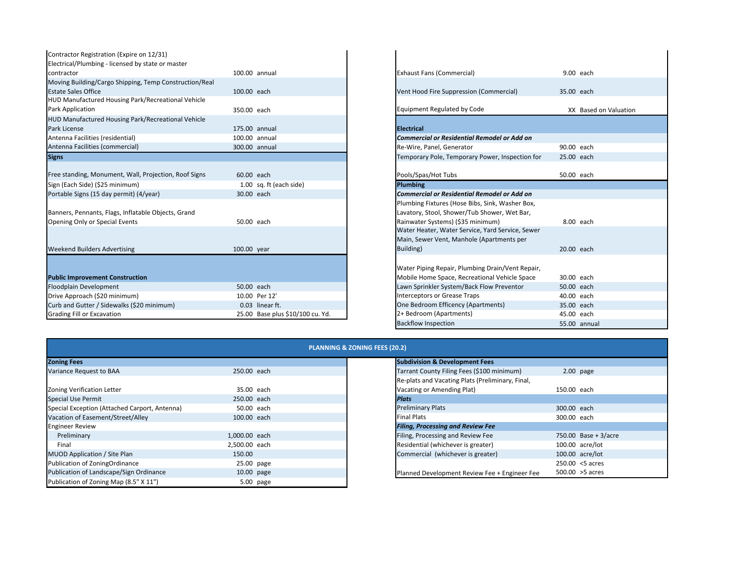| Description | Fee | Unit |
|---|---|---|
| Contractor Registration (Expire on 12/31) | | |
| Electrical/Plumbing - licensed by state or master contractor | 100.00 | annual |
| Moving Building/Cargo Shipping, Temp Construction/Real Estate Sales Office | 100.00 | each |
| HUD Manufactured Housing Park/Recreational Vehicle Park Application | 350.00 | each |
| HUD Manufactured Housing Park/Recreational Vehicle Park License | 175.00 | annual |
| Antenna Facilities (residential) | 100.00 | annual |
| Antenna Facilities (commercial) | 300.00 | annual |
| **Signs** | | |
| Free standing, Monument, Wall, Projection, Roof Signs | 60.00 | each |
| Sign (Each Side) ($25 minimum) | 1.00 | sq. ft (each side) |
| Portable Signs (15 day permit) (4/year) | 30.00 | each |
| Banners, Pennants, Flags, Inflatable Objects, Grand Opening Only or Special Events | 50.00 | each |
| Weekend Builders Advertising | 100.00 | year |
| **Public Improvement Construction** | | |
| Floodplain Development | 50.00 | each |
| Drive Approach ($20 minimum) | 10.00 | Per 12' |
| Curb and Gutter / Sidewalks ($20 minimum) | 0.03 | linear ft. |
| Grading Fill or Excavation | 25.00 | Base plus $10/100 cu. Yd. |

| Description | Fee | Unit |
|---|---|---|
| Exhaust Fans (Commercial) | 9.00 | each |
| Vent Hood Fire Suppression (Commercial) | 35.00 | each |
| Equipment Regulated by Code | XX | Based on Valuation |
| **Electrical** | | |
| ***Commercial or Residential Remodel or Add on*** | | |
| Re-Wire, Panel, Generator | 90.00 | each |
| Temporary Pole, Temporary Power, Inspection for | 25.00 | each |
| Pools/Spas/Hot Tubs | 50.00 | each |
| **Plumbing** | | |
| ***Commercial or Residential Remodel or Add on*** | | |
| Plumbing Fixtures (Hose Bibs, Sink, Washer Box, Lavatory, Stool, Shower/Tub Shower, Wet Bar, Rainwater Systems) ($35 minimum) | 8.00 | each |
| Water Heater, Water Service, Yard Service, Sewer Main, Sewer Vent, Manhole (Apartments per Building) | 20.00 | each |
| Water Piping Repair, Plumbing Drain/Vent Repair, Mobile Home Space, Recreational Vehicle Space | 30.00 | each |
| Lawn Sprinkler System/Back Flow Preventor | 50.00 | each |
| Interceptors or Grease Traps | 40.00 | each |
| One Bedroom Efficency (Apartments) | 35.00 | each |
| 2+ Bedroom (Apartments) | 45.00 | each |
| Backflow Inspection | 55.00 | annual |

## PLANNING & ZONING FEES (20.2)

| Zoning Fees | Fee | Unit |
|---|---|---|
| Variance Request to BAA | 250.00 | each |
| Zoning Verification Letter | 35.00 | each |
| Special Use Permit | 250.00 | each |
| Special Exception (Attached Carport, Antenna) | 50.00 | each |
| Vacation of Easement/Street/Alley | 100.00 | each |
| Engineer Review | | |
| Preliminary | 1,000.00 | each |
| Final | 2,500.00 | each |
| MUOD Application / Site Plan | 150.00 | |
| Publication of ZoningOrdinance | 25.00 | page |
| Publication of Landscape/Sign Ordinance | 10.00 | page |
| Publication of Zoning Map (8.5" X 11") | 5.00 | page |

| Subdivision & Development Fees | Fee | Unit |
|---|---|---|
| Tarrant County Filing Fees ($100 minimum) | 2.00 | page |
| Re-plats and Vacating Plats (Preliminary, Final, Vacating or Amending Plat) | 150.00 | each |
| ***Plats*** | | |
| Preliminary Plats | 300.00 | each |
| Final Plats | 300.00 | each |
| ***Filing, Processing and Review Fee*** | | |
| Filing, Processing and Review Fee | 750.00 | Base + 3/acre |
| Residential (whichever is greater) | 100.00 | acre/lot |
| Commercial (whichever is greater) | 100.00 | acre/lot |
| Planned Development Review Fee + Engineer Fee | 250.00 | <5 acres |
| | 500.00 | >5 acres |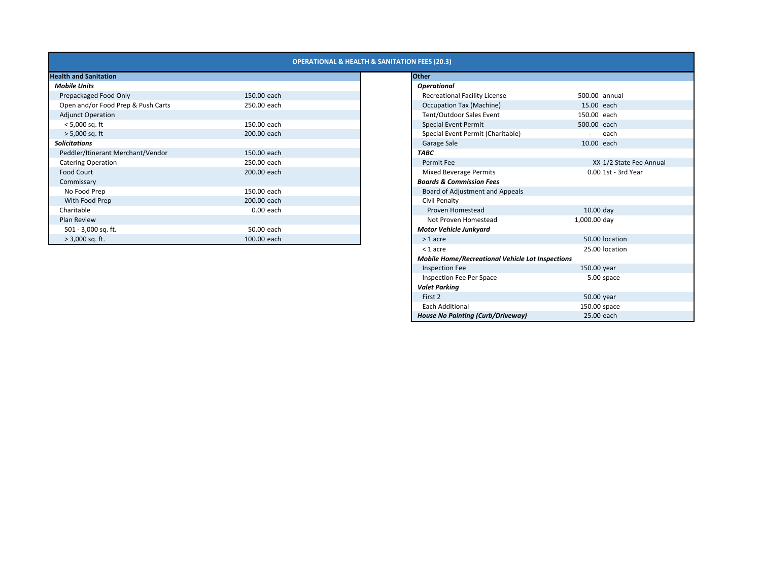## OPERATIONAL & HEALTH & SANITATION FEES (20.3)

| **Health and Sanitation** | | |
|---|---|---|
| ***Mobile Units*** | | |
| Prepackaged Food Only | 150.00 | each |
| Open and/or Food Prep & Push Carts | 250.00 | each |
| Adjunct Operation | | |
| < 5,000 sq. ft | 150.00 | each |
| > 5,000 sq. ft | 200.00 | each |
| ***Solicitations*** | | |
| Peddler/Itinerant Merchant/Vendor | 150.00 | each |
| Catering Operation | 250.00 | each |
| Food Court | 200.00 | each |
| Commissary | | |
| No Food Prep | 150.00 | each |
| With Food Prep | 200.00 | each |
| Charitable | 0.00 | each |
| Plan Review | | |
| 501 - 3,000 sq. ft. | 50.00 | each |
| > 3,000 sq. ft. | 100.00 | each |

| **Other** | | |
|---|---|---|
| ***Operational*** | | |
| Recreational Facility License | 500.00 | annual |
| Occupation Tax (Machine) | 15.00 | each |
| Tent/Outdoor Sales Event | 150.00 | each |
| Special Event Permit | 500.00 | each |
| Special Event Permit (Charitable) | - | each |
| Garage Sale | 10.00 | each |
| ***TABC*** | | |
| Permit Fee | XX | 1/2 State Fee Annual |
| Mixed Beverage Permits | 0.00 | 1st - 3rd Year |
| ***Boards & Commission Fees*** | | |
| Board of Adjustment and Appeals | | |
| Civil Penalty | | |
| Proven Homestead | 10.00 | day |
| Not Proven Homestead | 1,000.00 | day |
| ***Motor Vehicle Junkyard*** | | |
| > 1 acre | 50.00 | location |
| < 1 acre | 25.00 | location |
| ***Mobile Home/Recreational Vehicle Lot Inspections*** | | |
| Inspection Fee | 150.00 | year |
| Inspection Fee Per Space | 5.00 | space |
| ***Valet Parking*** | | |
| First 2 | 50.00 | year |
| Each Additional | 150.00 | space |
| ***House No Painting (Curb/Driveway)*** | 25.00 | each |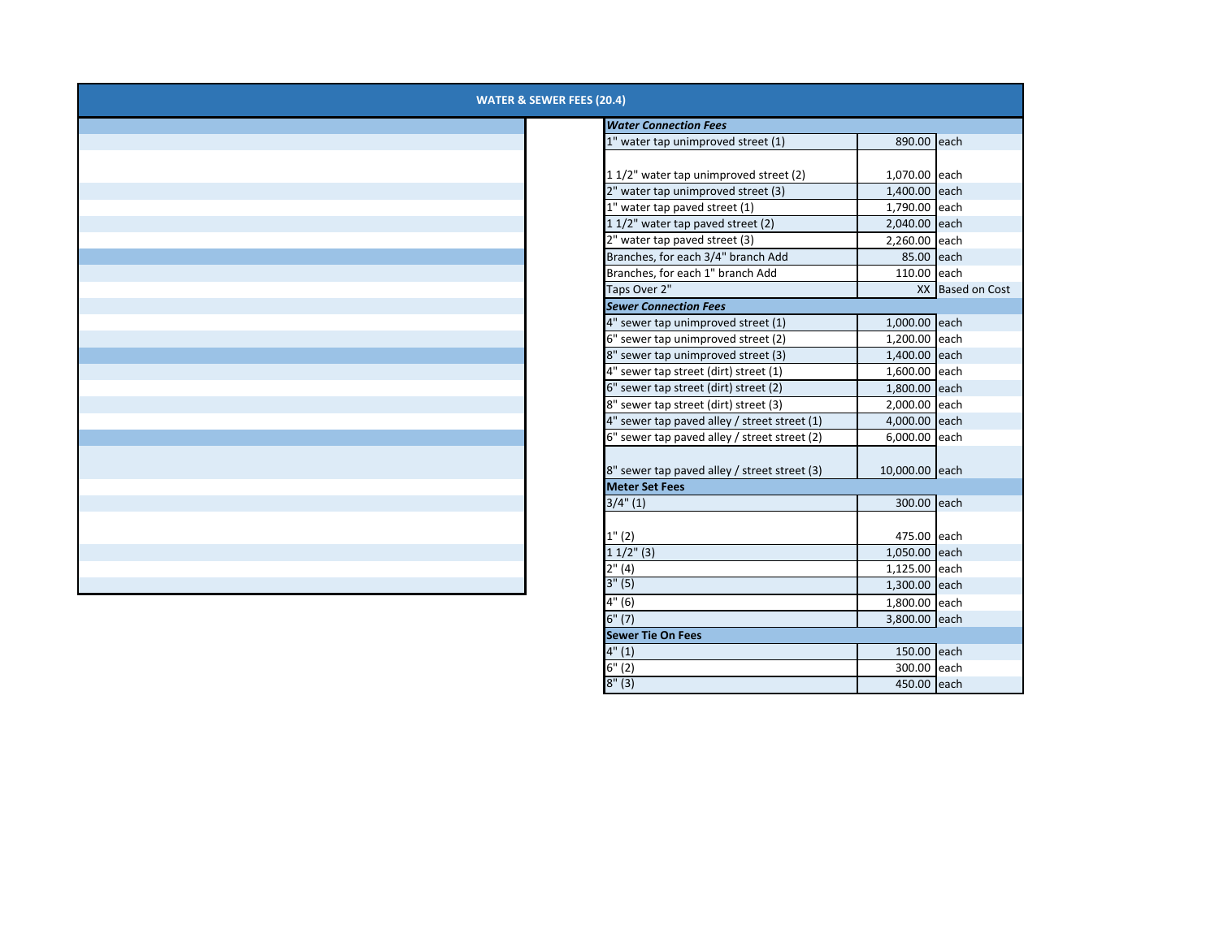# WATER & SEWER FEES (20.4)

| Water Connection Fees | | |
|---|---|---|
| 1" water tap unimproved street (1) | 890.00 | each |
| 1 1/2" water tap unimproved street (2) | 1,070.00 | each |
| 2" water tap unimproved street (3) | 1,400.00 | each |
| 1" water tap paved street (1) | 1,790.00 | each |
| 1 1/2" water tap paved street (2) | 2,040.00 | each |
| 2" water tap paved street (3) | 2,260.00 | each |
| Branches, for each 3/4" branch Add | 85.00 | each |
| Branches, for each 1" branch Add | 110.00 | each |
| Taps Over 2" | XX | Based on Cost |
| **Sewer Connection Fees** | | |
| 4" sewer tap unimproved street (1) | 1,000.00 | each |
| 6" sewer tap unimproved street (2) | 1,200.00 | each |
| 8" sewer tap unimproved street (3) | 1,400.00 | each |
| 4" sewer tap street (dirt) street (1) | 1,600.00 | each |
| 6" sewer tap street (dirt) street (2) | 1,800.00 | each |
| 8" sewer tap street (dirt) street (3) | 2,000.00 | each |
| 4" sewer tap paved alley / street street (1) | 4,000.00 | each |
| 6" sewer tap paved alley / street street (2) | 6,000.00 | each |
| 8" sewer tap paved alley / street street (3) | 10,000.00 | each |
| **Meter Set Fees** | | |
| 3/4" (1) | 300.00 | each |
| 1" (2) | 475.00 | each |
| 1 1/2" (3) | 1,050.00 | each |
| 2" (4) | 1,125.00 | each |
| 3" (5) | 1,300.00 | each |
| 4" (6) | 1,800.00 | each |
| 6" (7) | 3,800.00 | each |
| **Sewer Tie On Fees** | | |
| 4" (1) | 150.00 | each |
| 6" (2) | 300.00 | each |
| 8" (3) | 450.00 | each |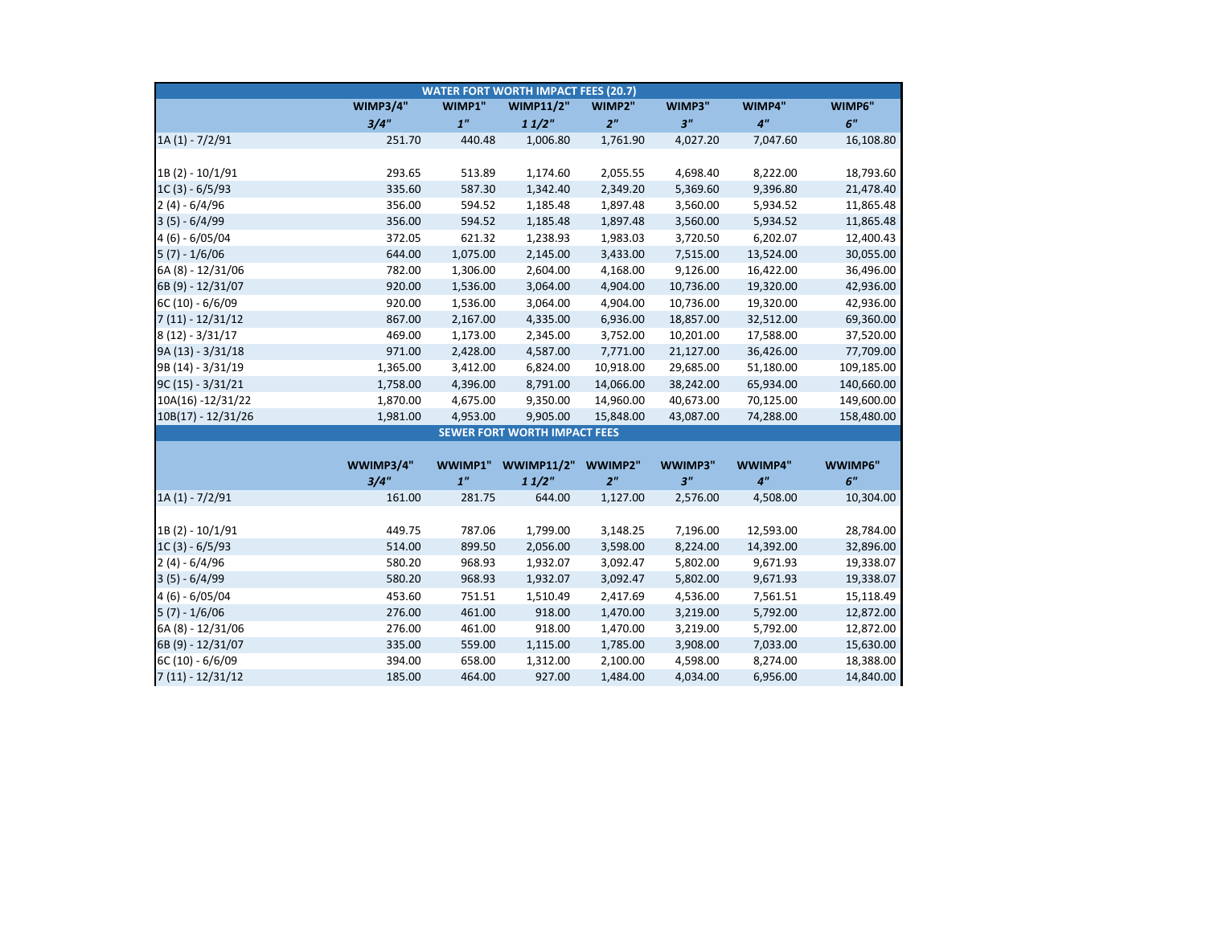## WATER FORT WORTH IMPACT FEES (20.7)

| | WIMP3/4" | WIMP1" | WIMP11/2" | WIMP2" | WIMP3" | WIMP4" | WIMP6" |
|---|---|---|---|---|---|---|---|
| | *3/4"* | *1"* | *1 1/2"* | *2"* | *3"* | *4"* | *6"* |
| 1A (1) - 7/2/91 | 251.70 | 440.48 | 1,006.80 | 1,761.90 | 4,027.20 | 7,047.60 | 16,108.80 |
| 1B (2) - 10/1/91 | 293.65 | 513.89 | 1,174.60 | 2,055.55 | 4,698.40 | 8,222.00 | 18,793.60 |
| 1C (3) - 6/5/93 | 335.60 | 587.30 | 1,342.40 | 2,349.20 | 5,369.60 | 9,396.80 | 21,478.40 |
| 2 (4) - 6/4/96 | 356.00 | 594.52 | 1,185.48 | 1,897.48 | 3,560.00 | 5,934.52 | 11,865.48 |
| 3 (5) - 6/4/99 | 356.00 | 594.52 | 1,185.48 | 1,897.48 | 3,560.00 | 5,934.52 | 11,865.48 |
| 4 (6) - 6/05/04 | 372.05 | 621.32 | 1,238.93 | 1,983.03 | 3,720.50 | 6,202.07 | 12,400.43 |
| 5 (7) - 1/6/06 | 644.00 | 1,075.00 | 2,145.00 | 3,433.00 | 7,515.00 | 13,524.00 | 30,055.00 |
| 6A (8) - 12/31/06 | 782.00 | 1,306.00 | 2,604.00 | 4,168.00 | 9,126.00 | 16,422.00 | 36,496.00 |
| 6B (9) - 12/31/07 | 920.00 | 1,536.00 | 3,064.00 | 4,904.00 | 10,736.00 | 19,320.00 | 42,936.00 |
| 6C (10) - 6/6/09 | 920.00 | 1,536.00 | 3,064.00 | 4,904.00 | 10,736.00 | 19,320.00 | 42,936.00 |
| 7 (11) - 12/31/12 | 867.00 | 2,167.00 | 4,335.00 | 6,936.00 | 18,857.00 | 32,512.00 | 69,360.00 |
| 8 (12) - 3/31/17 | 469.00 | 1,173.00 | 2,345.00 | 3,752.00 | 10,201.00 | 17,588.00 | 37,520.00 |
| 9A (13) - 3/31/18 | 971.00 | 2,428.00 | 4,587.00 | 7,771.00 | 21,127.00 | 36,426.00 | 77,709.00 |
| 9B (14) - 3/31/19 | 1,365.00 | 3,412.00 | 6,824.00 | 10,918.00 | 29,685.00 | 51,180.00 | 109,185.00 |
| 9C (15) - 3/31/21 | 1,758.00 | 4,396.00 | 8,791.00 | 14,066.00 | 38,242.00 | 65,934.00 | 140,660.00 |
| 10A(16) -12/31/22 | 1,870.00 | 4,675.00 | 9,350.00 | 14,960.00 | 40,673.00 | 70,125.00 | 149,600.00 |
| 10B(17) - 12/31/26 | 1,981.00 | 4,953.00 | 9,905.00 | 15,848.00 | 43,087.00 | 74,288.00 | 158,480.00 |

## SEWER FORT WORTH IMPACT FEES

| | WWIMP3/4" | WWIMP1" | WWIMP11/2" | WWIMP2" | WWIMP3" | WWIMP4" | WWIMP6" |
|---|---|---|---|---|---|---|---|
| | *3/4"* | *1"* | *1 1/2"* | *2"* | *3"* | *4"* | *6"* |
| 1A (1) - 7/2/91 | 161.00 | 281.75 | 644.00 | 1,127.00 | 2,576.00 | 4,508.00 | 10,304.00 |
| 1B (2) - 10/1/91 | 449.75 | 787.06 | 1,799.00 | 3,148.25 | 7,196.00 | 12,593.00 | 28,784.00 |
| 1C (3) - 6/5/93 | 514.00 | 899.50 | 2,056.00 | 3,598.00 | 8,224.00 | 14,392.00 | 32,896.00 |
| 2 (4) - 6/4/96 | 580.20 | 968.93 | 1,932.07 | 3,092.47 | 5,802.00 | 9,671.93 | 19,338.07 |
| 3 (5) - 6/4/99 | 580.20 | 968.93 | 1,932.07 | 3,092.47 | 5,802.00 | 9,671.93 | 19,338.07 |
| 4 (6) - 6/05/04 | 453.60 | 751.51 | 1,510.49 | 2,417.69 | 4,536.00 | 7,561.51 | 15,118.49 |
| 5 (7) - 1/6/06 | 276.00 | 461.00 | 918.00 | 1,470.00 | 3,219.00 | 5,792.00 | 12,872.00 |
| 6A (8) - 12/31/06 | 276.00 | 461.00 | 918.00 | 1,470.00 | 3,219.00 | 5,792.00 | 12,872.00 |
| 6B (9) - 12/31/07 | 335.00 | 559.00 | 1,115.00 | 1,785.00 | 3,908.00 | 7,033.00 | 15,630.00 |
| 6C (10) - 6/6/09 | 394.00 | 658.00 | 1,312.00 | 2,100.00 | 4,598.00 | 8,274.00 | 18,388.00 |
| 7 (11) - 12/31/12 | 185.00 | 464.00 | 927.00 | 1,484.00 | 4,034.00 | 6,956.00 | 14,840.00 |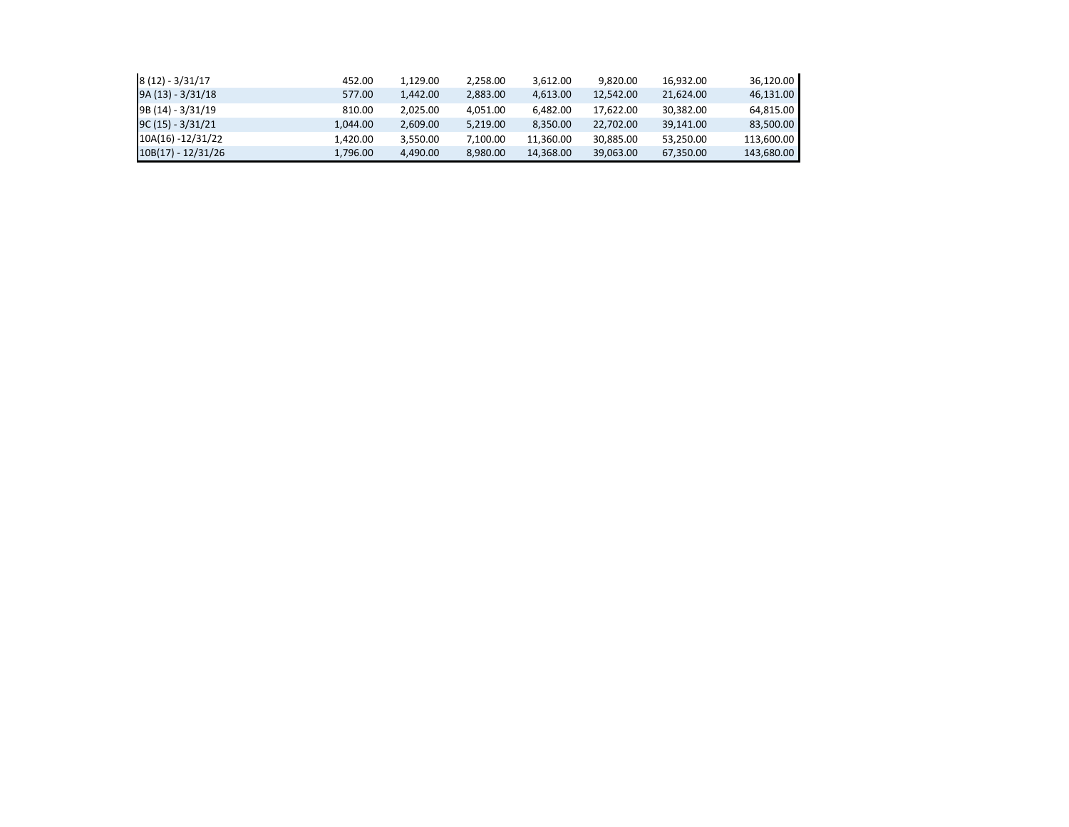| | | | | | | | |
|---|---|---|---|---|---|---|---|
| 8 (12) - 3/31/17 | 452.00 | 1,129.00 | 2,258.00 | 3,612.00 | 9,820.00 | 16,932.00 | 36,120.00 |
| 9A (13) - 3/31/18 | 577.00 | 1,442.00 | 2,883.00 | 4,613.00 | 12,542.00 | 21,624.00 | 46,131.00 |
| 9B (14) - 3/31/19 | 810.00 | 2,025.00 | 4,051.00 | 6,482.00 | 17,622.00 | 30,382.00 | 64,815.00 |
| 9C (15) - 3/31/21 | 1,044.00 | 2,609.00 | 5,219.00 | 8,350.00 | 22,702.00 | 39,141.00 | 83,500.00 |
| 10A(16) -12/31/22 | 1,420.00 | 3,550.00 | 7,100.00 | 11,360.00 | 30,885.00 | 53,250.00 | 113,600.00 |
| 10B(17) - 12/31/26 | 1,796.00 | 4,490.00 | 8,980.00 | 14,368.00 | 39,063.00 | 67,350.00 | 143,680.00 |